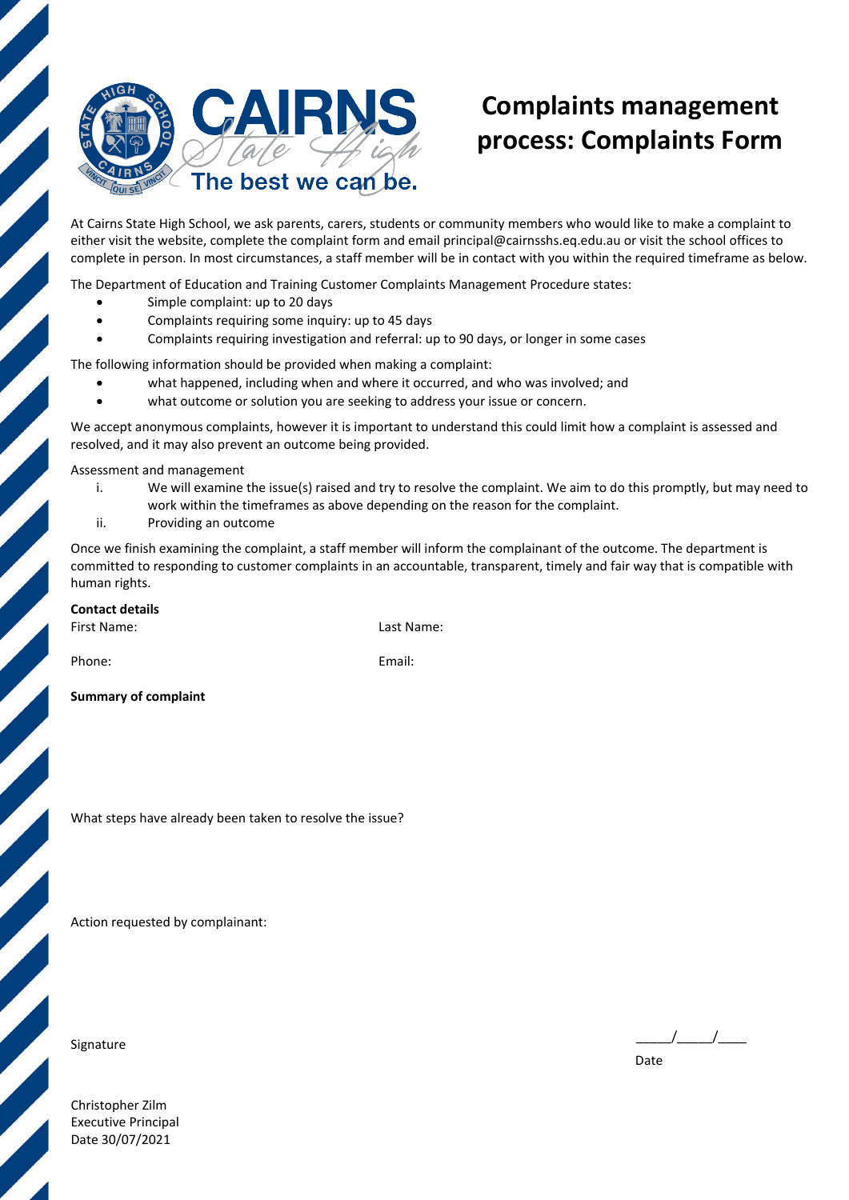# Complaints management process: Complaints Form

At Cairns State High School, we ask parents, carers, students or community members who would like to make a complaint to either visit the website, complete the complaint form and email principal@cairnsshs.eq.edu.au or visit the school offices to complete in person. In most circumstances, a staff member will be in contact with you within the required timeframe as below.

The Department of Education and Training Customer Complaints Management Procedure states:

- Simple complaint: up to 20 days
- Complaints requiring some inquiry: up to 45 days
- Complaints requiring investigation and referral: up to 90 days, or longer in some cases

The following information should be provided when making a complaint:

- what happened, including when and where it occurred, and who was involved; and
- what outcome or solution you are seeking to address your issue or concern.

We accept anonymous complaints, however it is important to understand this could limit how a complaint is assessed and resolved, and it may also prevent an outcome being provided.

Assessment and management

i. We will examine the issue(s) raised and try to resolve the complaint. We aim to do this promptly, but may need to work within the timeframes as above depending on the reason for the complaint.
ii. Providing an outcome

Once we finish examining the complaint, a staff member will inform the complainant of the outcome. The department is committed to responding to customer complaints in an accountable, transparent, timely and fair way that is compatible with human rights.

**Contact details**

First Name: Last Name:

Phone: Email:

**Summary of complaint**

What steps have already been taken to resolve the issue?

Action requested by complainant:

Signature

_____/_____/____
Date

Christopher Zilm
Executive Principal
Date 30/07/2021